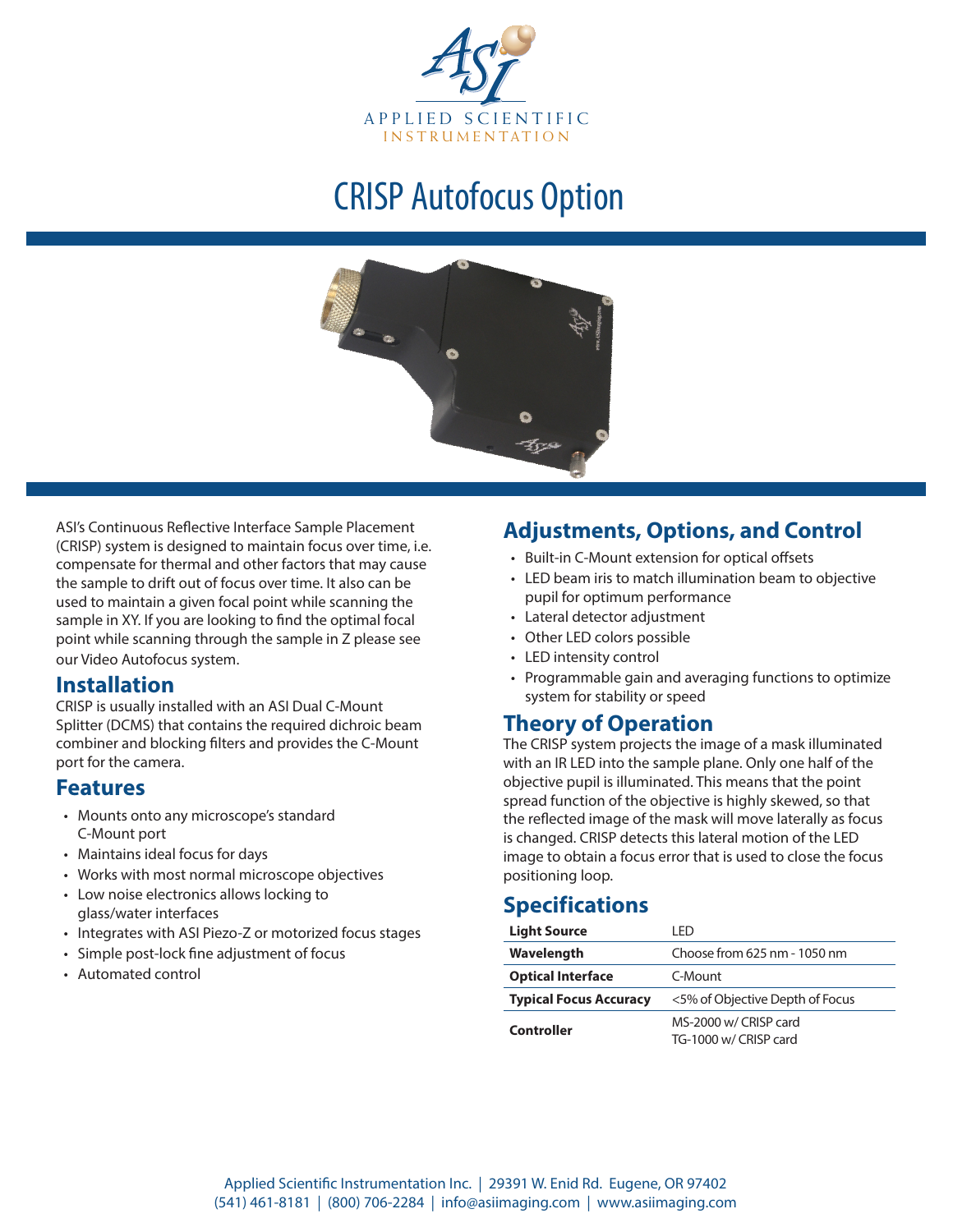# CRISP Autofocus Option

ASI's Continuous Reflective Interface Sample Placement (CRISP) system is designed to maintain focus over time, i.e. compensate for thermal and other factors that may cause the sample to drift out of focus over time. It also can be used to maintain a given focal point while scanning the sample in XY. If you are looking to find the optimal focal point while scanning through the sample in Z please see our Video Autofocus system.

## Installation

CRISP is usually installed with an ASI Dual C-Mount Splitter (DCMS) that contains the required dichroic beam combiner and blocking filters and provides the C-Mount port for the camera.

## Features

- Mounts onto any microscope's standard C-Mount port
- Maintains ideal focus for days
- Works with most normal microscope objectives
- Low noise electronics allows locking to glass/water interfaces
- Integrates with ASI Piezo-Z or motorized focus stages
- Simple post-lock fine adjustment of focus
- Automated control

## Adjustments, Options, and Control

- Built-in C-Mount extension for optical offsets
- LED beam iris to match illumination beam to objective pupil for optimum performance
- Lateral detector adjustment
- Other LED colors possible
- LED intensity control
- Programmable gain and averaging functions to optimize system for stability or speed

## Theory of Operation

The CRISP system projects the image of a mask illuminated with an IR LED into the sample plane. Only one half of the objective pupil is illuminated. This means that the point spread function of the objective is highly skewed, so that the reflected image of the mask will move laterally as focus is changed. CRISP detects this lateral motion of the LED image to obtain a focus error that is used to close the focus positioning loop.

## Specifications

| | |
|---|---|
| **Light Source** | LED |
| **Wavelength** | Choose from 625 nm - 1050 nm |
| **Optical Interface** | C-Mount |
| **Typical Focus Accuracy** | <5% of Objective Depth of Focus |
| **Controller** | MS-2000 w/ CRISP card<br>TG-1000 w/ CRISP card |

Applied Scientific Instrumentation Inc. | 29391 W. Enid Rd. Eugene, OR 97402
(541) 461-8181 | (800) 706-2284 | info@asiimaging.com | www.asiimaging.com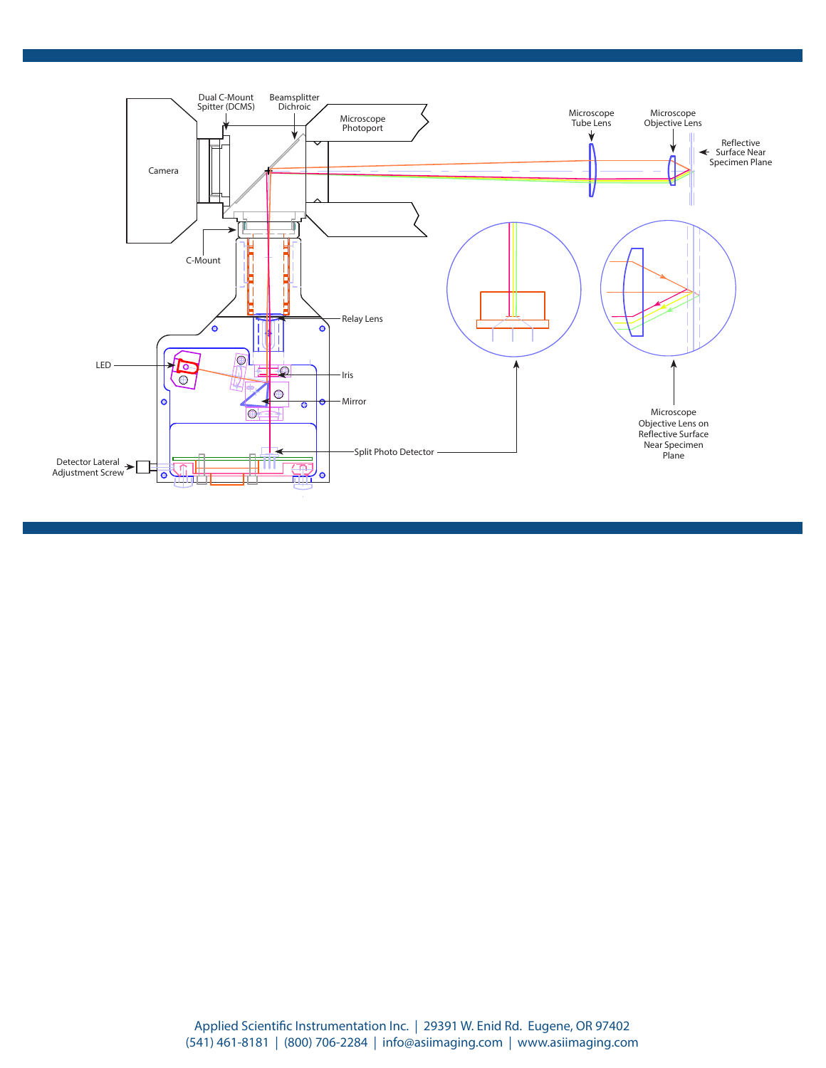Dual C-Mount Spitter (DCMS)

Beamsplitter Dichroic

Microscope Photoport

Microscope Tube Lens

Microscope Objective Lens

Reflective Surface Near Specimen Plane

Camera

C-Mount

Relay Lens

LED

Iris

Mirror

Split Photo Detector

Detector Lateral Adjustment Screw

Microscope Objective Lens on Reflective Surface Near Specimen Plane

Applied Scientific Instrumentation Inc. | 29391 W. Enid Rd. Eugene, OR 97402
(541) 461-8181 | (800) 706-2284 | info@asiimaging.com | www.asiimaging.com